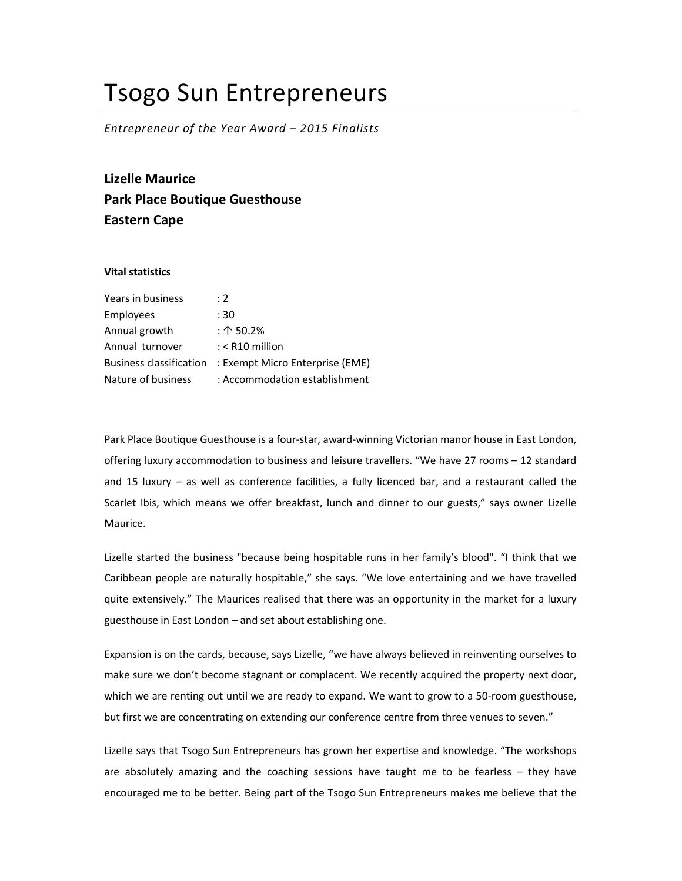# Tsogo Sun Entrepreneurs

*Entrepreneur of the Year Award – 2015 Finalists*

**Lizelle Maurice**
**Park Place Boutique Guesthouse**
**Eastern Cape**

**Vital statistics**

| | |
|---|---|
| Years in business | : 2 |
| Employees | : 30 |
| Annual growth | : ↑ 50.2% |
| Annual turnover | : < R10 million |
| Business classification | : Exempt Micro Enterprise (EME) |
| Nature of business | : Accommodation establishment |

Park Place Boutique Guesthouse is a four-star, award-winning Victorian manor house in East London, offering luxury accommodation to business and leisure travellers. "We have 27 rooms – 12 standard and 15 luxury – as well as conference facilities, a fully licenced bar, and a restaurant called the Scarlet Ibis, which means we offer breakfast, lunch and dinner to our guests," says owner Lizelle Maurice.

Lizelle started the business "because being hospitable runs in her family's blood". "I think that we Caribbean people are naturally hospitable," she says. "We love entertaining and we have travelled quite extensively." The Maurices realised that there was an opportunity in the market for a luxury guesthouse in East London – and set about establishing one.

Expansion is on the cards, because, says Lizelle, "we have always believed in reinventing ourselves to make sure we don't become stagnant or complacent. We recently acquired the property next door, which we are renting out until we are ready to expand. We want to grow to a 50-room guesthouse, but first we are concentrating on extending our conference centre from three venues to seven."

Lizelle says that Tsogo Sun Entrepreneurs has grown her expertise and knowledge. "The workshops are absolutely amazing and the coaching sessions have taught me to be fearless – they have encouraged me to be better. Being part of the Tsogo Sun Entrepreneurs makes me believe that the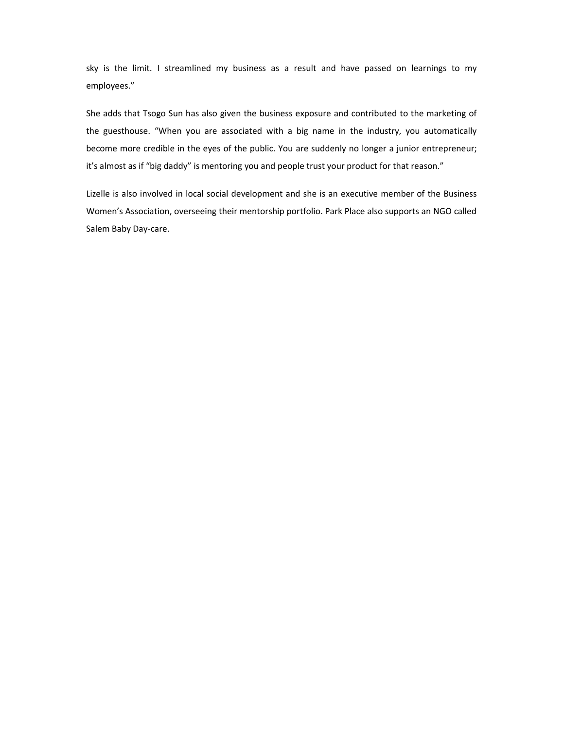sky is the limit. I streamlined my business as a result and have passed on learnings to my employees."

She adds that Tsogo Sun has also given the business exposure and contributed to the marketing of the guesthouse. "When you are associated with a big name in the industry, you automatically become more credible in the eyes of the public. You are suddenly no longer a junior entrepreneur; it's almost as if "big daddy" is mentoring you and people trust your product for that reason."

Lizelle is also involved in local social development and she is an executive member of the Business Women's Association, overseeing their mentorship portfolio. Park Place also supports an NGO called Salem Baby Day-care.